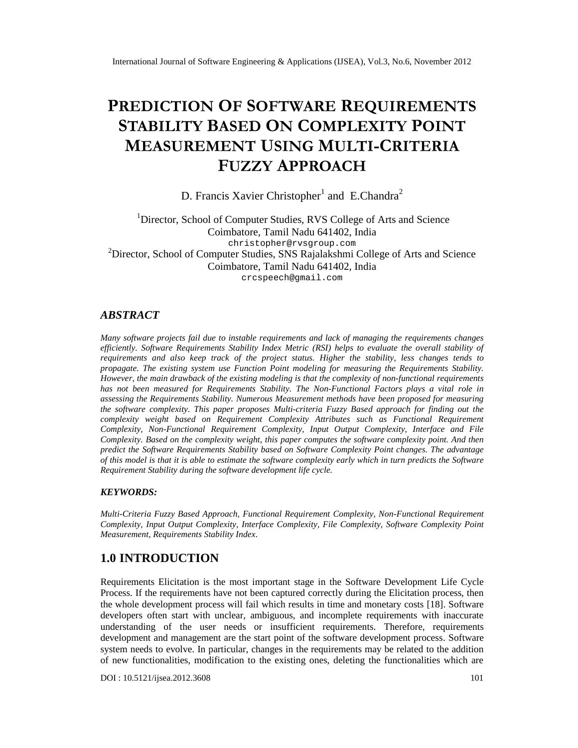# PREDICTION OF SOFTWARE REQUIREMENTS STABILITY BASED ON COMPLEXITY POINT MEASUREMENT USING MULTI-CRITERIA FUZZY APPROACH

D. Francis Xavier Christopher[1] and E.Chandra[2]

[1]Director, School of Computer Studies, RVS College of Arts and Science
Coimbatore, Tamil Nadu 641402, India
christopher@rvsgroup.com

[2]Director, School of Computer Studies, SNS Rajalakshmi College of Arts and Science
Coimbatore, Tamil Nadu 641402, India
crcspeech@gmail.com

## ABSTRACT

*Many software projects fail due to instable requirements and lack of managing the requirements changes efficiently. Software Requirements Stability Index Metric (RSI) helps to evaluate the overall stability of requirements and also keep track of the project status. Higher the stability, less changes tends to propagate. The existing system use Function Point modeling for measuring the Requirements Stability. However, the main drawback of the existing modeling is that the complexity of non-functional requirements has not been measured for Requirements Stability. The Non-Functional Factors plays a vital role in assessing the Requirements Stability. Numerous Measurement methods have been proposed for measuring the software complexity. This paper proposes Multi-criteria Fuzzy Based approach for finding out the complexity weight based on Requirement Complexity Attributes such as Functional Requirement Complexity, Non-Functional Requirement Complexity, Input Output Complexity, Interface and File Complexity. Based on the complexity weight, this paper computes the software complexity point. And then predict the Software Requirements Stability based on Software Complexity Point changes. The advantage of this model is that it is able to estimate the software complexity early which in turn predicts the Software Requirement Stability during the software development life cycle.*

### KEYWORDS:

*Multi-Criteria Fuzzy Based Approach, Functional Requirement Complexity, Non-Functional Requirement Complexity, Input Output Complexity, Interface Complexity, File Complexity, Software Complexity Point Measurement, Requirements Stability Index.*

## 1.0 INTRODUCTION

Requirements Elicitation is the most important stage in the Software Development Life Cycle Process. If the requirements have not been captured correctly during the Elicitation process, then the whole development process will fail which results in time and monetary costs [18]. Software developers often start with unclear, ambiguous, and incomplete requirements with inaccurate understanding of the user needs or insufficient requirements. Therefore, requirements development and management are the start point of the software development process. Software system needs to evolve. In particular, changes in the requirements may be related to the addition of new functionalities, modification to the existing ones, deleting the functionalities which are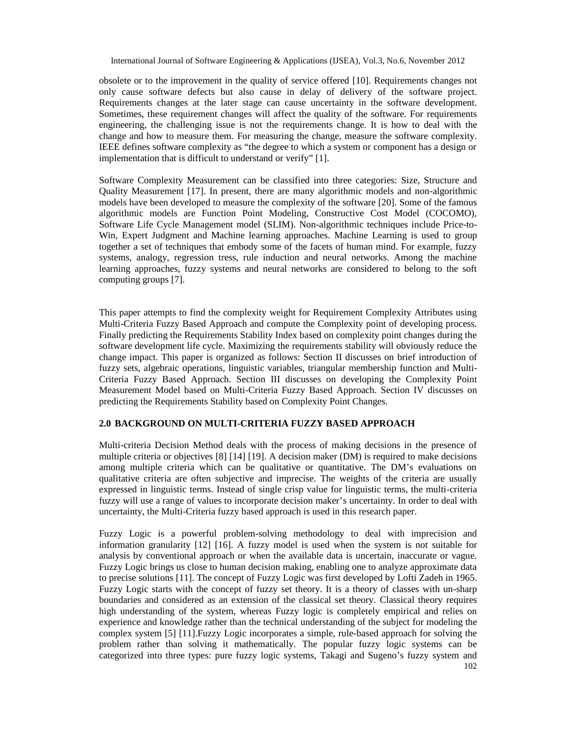obsolete or to the improvement in the quality of service offered [10]. Requirements changes not only cause software defects but also cause in delay of delivery of the software project. Requirements changes at the later stage can cause uncertainty in the software development. Sometimes, these requirement changes will affect the quality of the software. For requirements engineering, the challenging issue is not the requirements change. It is how to deal with the change and how to measure them. For measuring the change, measure the software complexity. IEEE defines software complexity as "the degree to which a system or component has a design or implementation that is difficult to understand or verify" [1].

Software Complexity Measurement can be classified into three categories: Size, Structure and Quality Measurement [17]. In present, there are many algorithmic models and non-algorithmic models have been developed to measure the complexity of the software [20]. Some of the famous algorithmic models are Function Point Modeling, Constructive Cost Model (COCOMO), Software Life Cycle Management model (SLIM). Non-algorithmic techniques include Price-to-Win, Expert Judgment and Machine learning approaches. Machine Learning is used to group together a set of techniques that embody some of the facets of human mind. For example, fuzzy systems, analogy, regression tress, rule induction and neural networks. Among the machine learning approaches, fuzzy systems and neural networks are considered to belong to the soft computing groups [7].

This paper attempts to find the complexity weight for Requirement Complexity Attributes using Multi-Criteria Fuzzy Based Approach and compute the Complexity point of developing process. Finally predicting the Requirements Stability Index based on complexity point changes during the software development life cycle. Maximizing the requirements stability will obviously reduce the change impact. This paper is organized as follows: Section II discusses on brief introduction of fuzzy sets, algebraic operations, linguistic variables, triangular membership function and Multi-Criteria Fuzzy Based Approach. Section III discusses on developing the Complexity Point Measurement Model based on Multi-Criteria Fuzzy Based Approach. Section IV discusses on predicting the Requirements Stability based on Complexity Point Changes.

## 2.0 BACKGROUND ON MULTI-CRITERIA FUZZY BASED APPROACH

Multi-criteria Decision Method deals with the process of making decisions in the presence of multiple criteria or objectives [8] [14] [19]. A decision maker (DM) is required to make decisions among multiple criteria which can be qualitative or quantitative. The DM's evaluations on qualitative criteria are often subjective and imprecise. The weights of the criteria are usually expressed in linguistic terms. Instead of single crisp value for linguistic terms, the multi-criteria fuzzy will use a range of values to incorporate decision maker's uncertainty. In order to deal with uncertainty, the Multi-Criteria fuzzy based approach is used in this research paper.

Fuzzy Logic is a powerful problem-solving methodology to deal with imprecision and information granularity [12] [16]. A fuzzy model is used when the system is not suitable for analysis by conventional approach or when the available data is uncertain, inaccurate or vague. Fuzzy Logic brings us close to human decision making, enabling one to analyze approximate data to precise solutions [11]. The concept of Fuzzy Logic was first developed by Lofti Zadeh in 1965. Fuzzy Logic starts with the concept of fuzzy set theory. It is a theory of classes with un-sharp boundaries and considered as an extension of the classical set theory. Classical theory requires high understanding of the system, whereas Fuzzy logic is completely empirical and relies on experience and knowledge rather than the technical understanding of the subject for modeling the complex system [5] [11].Fuzzy Logic incorporates a simple, rule-based approach for solving the problem rather than solving it mathematically. The popular fuzzy logic systems can be categorized into three types: pure fuzzy logic systems, Takagi and Sugeno's fuzzy system and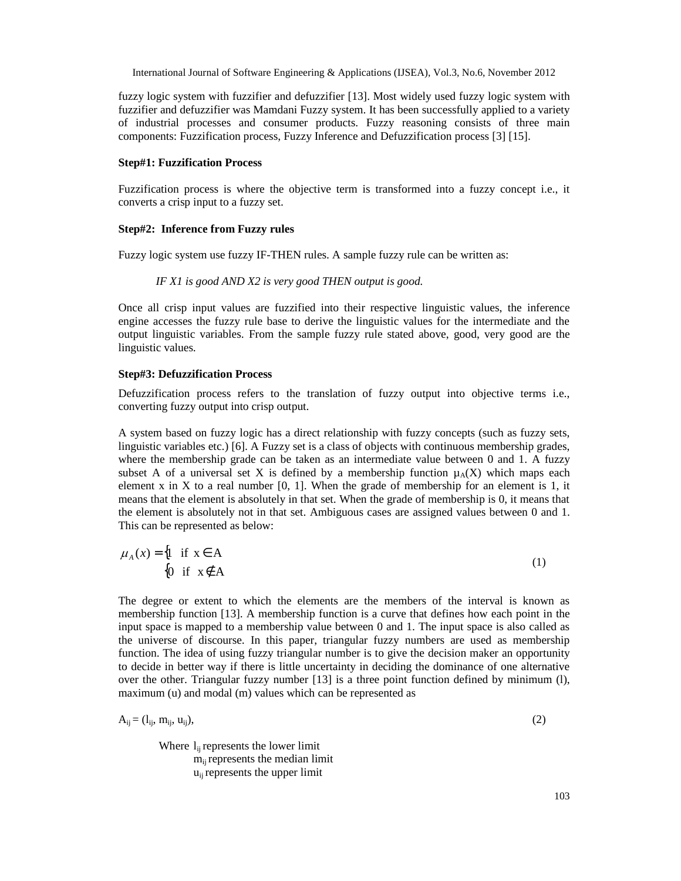fuzzy logic system with fuzzifier and defuzzifier [13]. Most widely used fuzzy logic system with fuzzifier and defuzzifier was Mamdani Fuzzy system. It has been successfully applied to a variety of industrial processes and consumer products. Fuzzy reasoning consists of three main components: Fuzzification process, Fuzzy Inference and Defuzzification process [3] [15].

**Step#1: Fuzzification Process**

Fuzzification process is where the objective term is transformed into a fuzzy concept i.e., it converts a crisp input to a fuzzy set.

**Step#2: Inference from Fuzzy rules**

Fuzzy logic system use fuzzy IF-THEN rules. A sample fuzzy rule can be written as:

*IF X1 is good AND X2 is very good THEN output is good.*

Once all crisp input values are fuzzified into their respective linguistic values, the inference engine accesses the fuzzy rule base to derive the linguistic values for the intermediate and the output linguistic variables. From the sample fuzzy rule stated above, good, very good are the linguistic values.

**Step#3: Defuzzification Process**

Defuzzification process refers to the translation of fuzzy output into objective terms i.e., converting fuzzy output into crisp output.

A system based on fuzzy logic has a direct relationship with fuzzy concepts (such as fuzzy sets, linguistic variables etc.) [6]. A Fuzzy set is a class of objects with continuous membership grades, where the membership grade can be taken as an intermediate value between 0 and 1. A fuzzy subset A of a universal set X is defined by a membership function $\mu_A(X)$ which maps each element x in X to a real number [0, 1]. When the grade of membership for an element is 1, it means that the element is absolutely in that set. When the grade of membership is 0, it means that the element is absolutely not in that set. Ambiguous cases are assigned values between 0 and 1. This can be represented as below:

$$\mu_A(x) = \begin{cases} 1 & \text{if } x \in A \\ 0 & \text{if } x \notin A \end{cases} \tag{1}$$

The degree or extent to which the elements are the members of the interval is known as membership function [13]. A membership function is a curve that defines how each point in the input space is mapped to a membership value between 0 and 1. The input space is also called as the universe of discourse. In this paper, triangular fuzzy numbers are used as membership function. The idea of using fuzzy triangular number is to give the decision maker an opportunity to decide in better way if there is little uncertainty in deciding the dominance of one alternative over the other. Triangular fuzzy number [13] is a three point function defined by minimum (l), maximum (u) and modal (m) values which can be represented as

$$A_{ij} = (l_{ij}, m_{ij}, u_{ij}), \tag{2}$$

Where $l_{ij}$ represents the lower limit
$m_{ij}$ represents the median limit
$u_{ij}$ represents the upper limit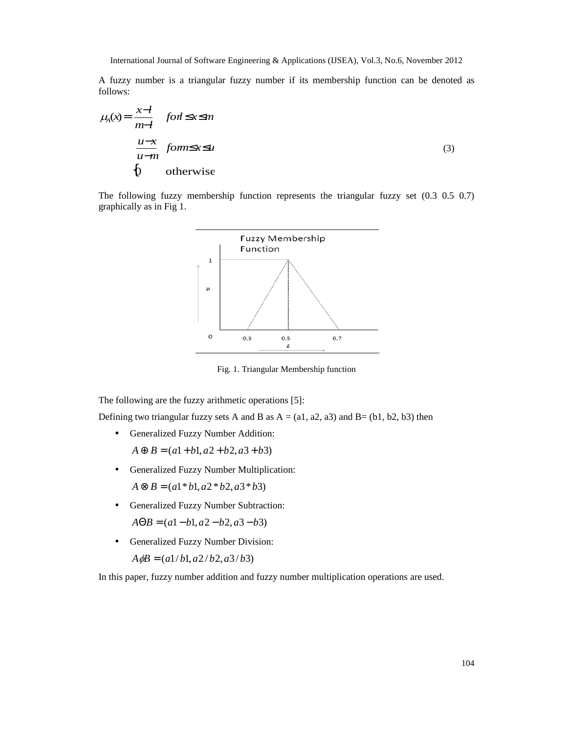A fuzzy number is a triangular fuzzy number if its membership function can be denoted as follows:

$$\mu_A(x) = \begin{cases} \frac{x-l}{m-l} & for\ l \le x \le m \\ \frac{u-x}{u-m} & for\ m \le x \le u \\ 0 & \text{otherwise} \end{cases} \tag{3}$$

The following fuzzy membership function represents the triangular fuzzy set (0.3 0.5 0.7) graphically as in Fig 1.

Fig. 1. Triangular Membership function

The following are the fuzzy arithmetic operations [5]:

Defining two triangular fuzzy sets A and B as A = (a1, a2, a3) and B= (b1, b2, b3) then

- Generalized Fuzzy Number Addition:

  $A \oplus B = (a1 + b1, a2 + b2, a3 + b3)$

- Generalized Fuzzy Number Multiplication:

  $A \otimes B = (a1 * b1, a2 * b2, a3 * b3)$

- Generalized Fuzzy Number Subtraction:

  $A \Theta B = (a1 - b1, a2 - b2, a3 - b3)$

- Generalized Fuzzy Number Division:

  $A \phi B = (a1 / b1, a2 / b2, a3 / b3)$

In this paper, fuzzy number addition and fuzzy number multiplication operations are used.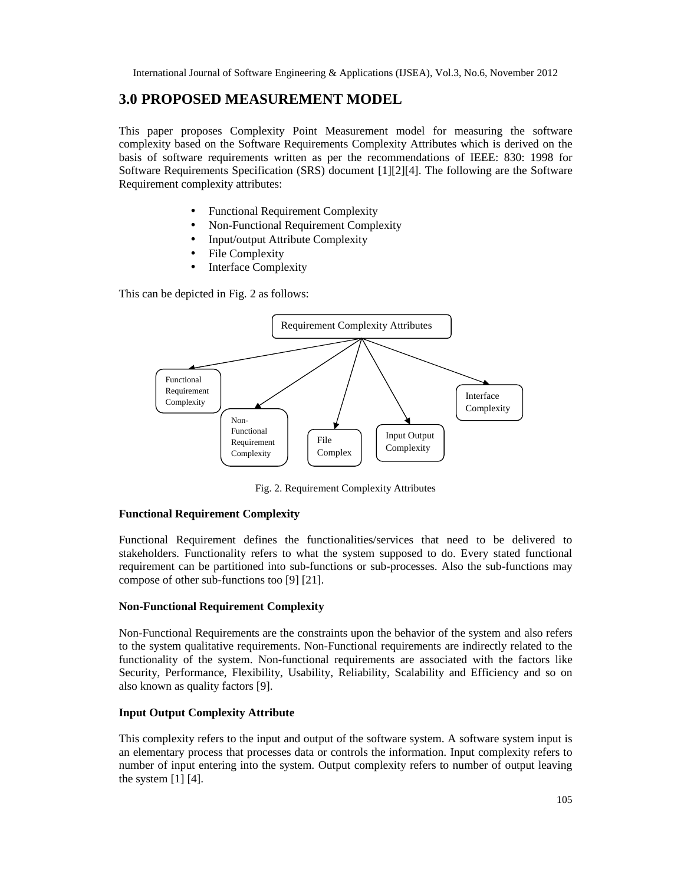# 3.0 PROPOSED MEASUREMENT MODEL

This paper proposes Complexity Point Measurement model for measuring the software complexity based on the Software Requirements Complexity Attributes which is derived on the basis of software requirements written as per the recommendations of IEEE: 830: 1998 for Software Requirements Specification (SRS) document [1][2][4]. The following are the Software Requirement complexity attributes:

- Functional Requirement Complexity
- Non-Functional Requirement Complexity
- Input/output Attribute Complexity
- File Complexity
- Interface Complexity

This can be depicted in Fig. 2 as follows:

Requirement Complexity Attributes

Functional Requirement Complexity

Non-Functional Requirement Complexity

File Complex

Input Output Complexity

Interface Complexity

Fig. 2. Requirement Complexity Attributes

**Functional Requirement Complexity**

Functional Requirement defines the functionalities/services that need to be delivered to stakeholders. Functionality refers to what the system supposed to do. Every stated functional requirement can be partitioned into sub-functions or sub-processes. Also the sub-functions may compose of other sub-functions too [9] [21].

**Non-Functional Requirement Complexity**

Non-Functional Requirements are the constraints upon the behavior of the system and also refers to the system qualitative requirements. Non-Functional requirements are indirectly related to the functionality of the system. Non-functional requirements are associated with the factors like Security, Performance, Flexibility, Usability, Reliability, Scalability and Efficiency and so on also known as quality factors [9].

**Input Output Complexity Attribute**

This complexity refers to the input and output of the software system. A software system input is an elementary process that processes data or controls the information. Input complexity refers to number of input entering into the system. Output complexity refers to number of output leaving the system [1] [4].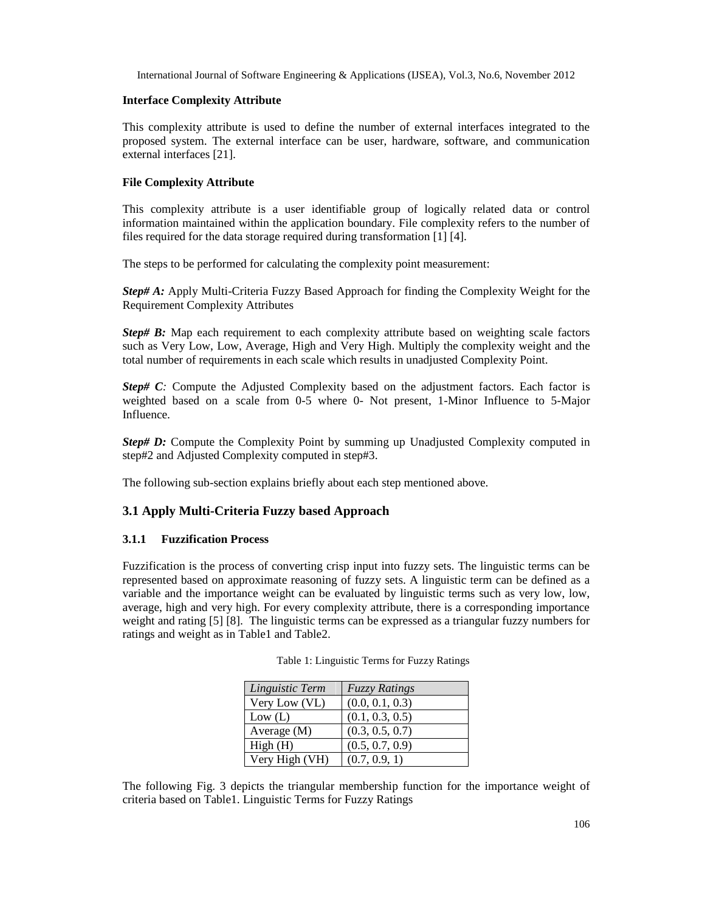**Interface Complexity Attribute**

This complexity attribute is used to define the number of external interfaces integrated to the proposed system. The external interface can be user, hardware, software, and communication external interfaces [21].

**File Complexity Attribute**

This complexity attribute is a user identifiable group of logically related data or control information maintained within the application boundary. File complexity refers to the number of files required for the data storage required during transformation [1] [4].

The steps to be performed for calculating the complexity point measurement:

***Step# A:*** Apply Multi-Criteria Fuzzy Based Approach for finding the Complexity Weight for the Requirement Complexity Attributes

***Step# B:*** Map each requirement to each complexity attribute based on weighting scale factors such as Very Low, Low, Average, High and Very High. Multiply the complexity weight and the total number of requirements in each scale which results in unadjusted Complexity Point.

***Step# C:*** Compute the Adjusted Complexity based on the adjustment factors. Each factor is weighted based on a scale from 0-5 where 0- Not present, 1-Minor Influence to 5-Major Influence.

***Step# D:*** Compute the Complexity Point by summing up Unadjusted Complexity computed in step#2 and Adjusted Complexity computed in step#3.

The following sub-section explains briefly about each step mentioned above.

## 3.1 Apply Multi-Criteria Fuzzy based Approach

### 3.1.1 Fuzzification Process

Fuzzification is the process of converting crisp input into fuzzy sets. The linguistic terms can be represented based on approximate reasoning of fuzzy sets. A linguistic term can be defined as a variable and the importance weight can be evaluated by linguistic terms such as very low, low, average, high and very high. For every complexity attribute, there is a corresponding importance weight and rating [5] [8]. The linguistic terms can be expressed as a triangular fuzzy numbers for ratings and weight as in Table1 and Table2.

Table 1: Linguistic Terms for Fuzzy Ratings

| *Linguistic Term* | *Fuzzy Ratings* |
|---|---|
| Very Low (VL) | (0.0, 0.1, 0.3) |
| Low (L) | (0.1, 0.3, 0.5) |
| Average (M) | (0.3, 0.5, 0.7) |
| High (H) | (0.5, 0.7, 0.9) |
| Very High (VH) | (0.7, 0.9, 1) |

The following Fig. 3 depicts the triangular membership function for the importance weight of criteria based on Table1. Linguistic Terms for Fuzzy Ratings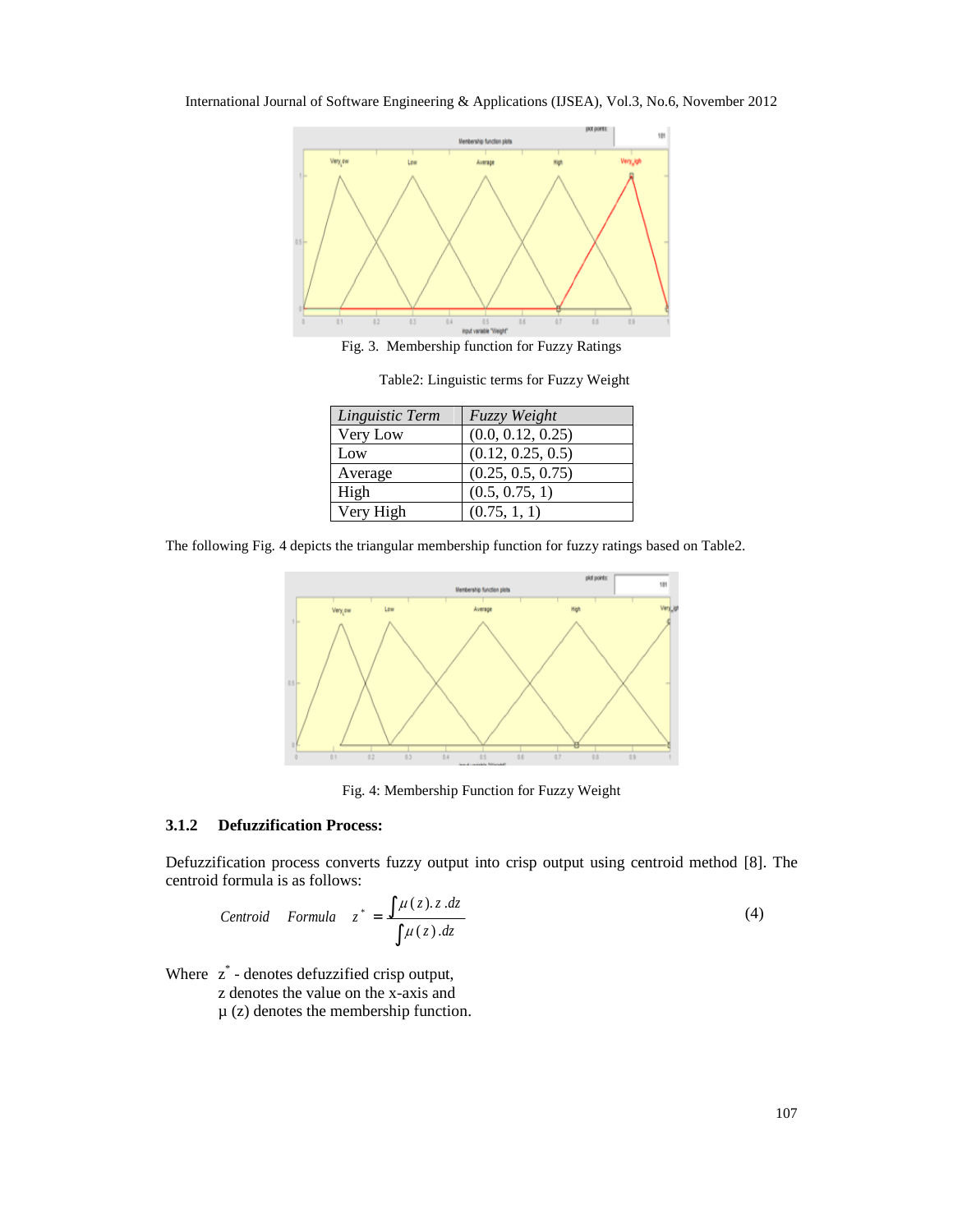Fig. 3. Membership function for Fuzzy Ratings

Table2: Linguistic terms for Fuzzy Weight

| *Linguistic Term* | *Fuzzy Weight* |
|---|---|
| Very Low | (0.0, 0.12, 0.25) |
| Low | (0.12, 0.25, 0.5) |
| Average | (0.25, 0.5, 0.75) |
| High | (0.5, 0.75, 1) |
| Very High | (0.75, 1, 1) |

The following Fig. 4 depicts the triangular membership function for fuzzy ratings based on Table2.

Fig. 4: Membership Function for Fuzzy Weight

### 3.1.2 Defuzzification Process:

Defuzzification process converts fuzzy output into crisp output using centroid method [8]. The centroid formula is as follows:

$$\textit{Centroid Formula} \quad z^* = \frac{\int \mu(z).z\,.dz}{\int \mu(z).dz} \tag{4}$$

Where $z^*$ - denotes defuzzified crisp output,
z denotes the value on the x-axis and
μ (z) denotes the membership function.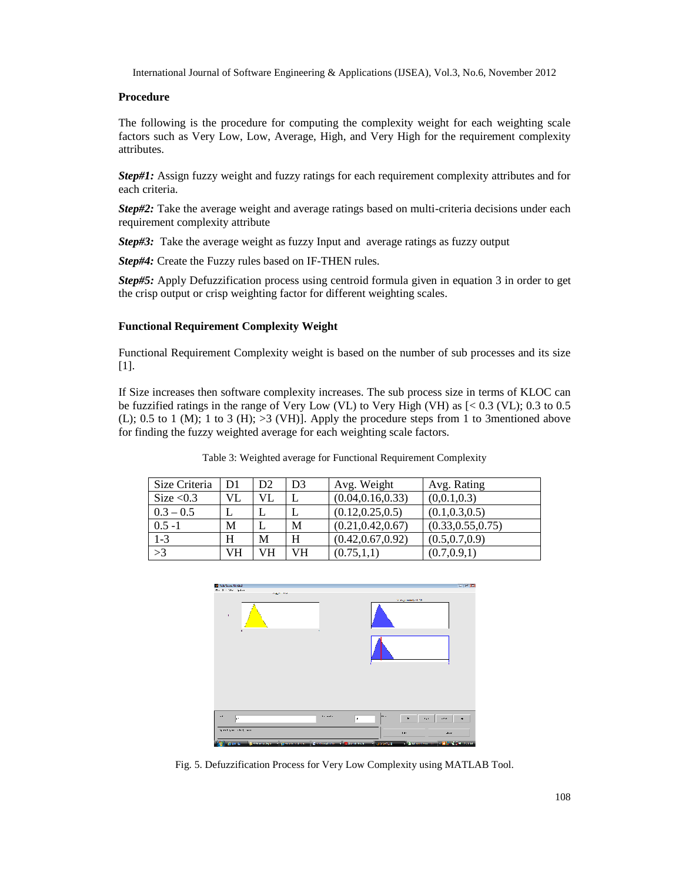**Procedure**

The following is the procedure for computing the complexity weight for each weighting scale factors such as Very Low, Low, Average, High, and Very High for the requirement complexity attributes.

***Step#1:*** Assign fuzzy weight and fuzzy ratings for each requirement complexity attributes and for each criteria.

***Step#2:*** Take the average weight and average ratings based on multi-criteria decisions under each requirement complexity attribute

***Step#3:*** Take the average weight as fuzzy Input and average ratings as fuzzy output

***Step#4:*** Create the Fuzzy rules based on IF-THEN rules.

***Step#5:*** Apply Defuzzification process using centroid formula given in equation 3 in order to get the crisp output or crisp weighting factor for different weighting scales.

**Functional Requirement Complexity Weight**

Functional Requirement Complexity weight is based on the number of sub processes and its size [1].

If Size increases then software complexity increases. The sub process size in terms of KLOC can be fuzzified ratings in the range of Very Low (VL) to Very High (VH) as [< 0.3 (VL); 0.3 to 0.5 (L); 0.5 to 1 (M); 1 to 3 (H); >3 (VH)]. Apply the procedure steps from 1 to 3mentioned above for finding the fuzzy weighted average for each weighting scale factors.

Table 3: Weighted average for Functional Requirement Complexity

| Size Criteria | D1 | D2 | D3 | Avg. Weight | Avg. Rating |
|---|---|---|---|---|---|
| Size <0.3 | VL | VL | L | (0.04,0.16,0.33) | (0,0.1,0.3) |
| 0.3 – 0.5 | L | L | L | (0.12,0.25,0.5) | (0.1,0.3,0.5) |
| 0.5 -1 | M | L | M | (0.21,0.42,0.67) | (0.33,0.55,0.75) |
| 1-3 | H | M | H | (0.42,0.67,0.92) | (0.5,0.7,0.9) |
| >3 | VH | VH | VH | (0.75,1,1) | (0.7,0.9,1) |

Fig. 5. Defuzzification Process for Very Low Complexity using MATLAB Tool.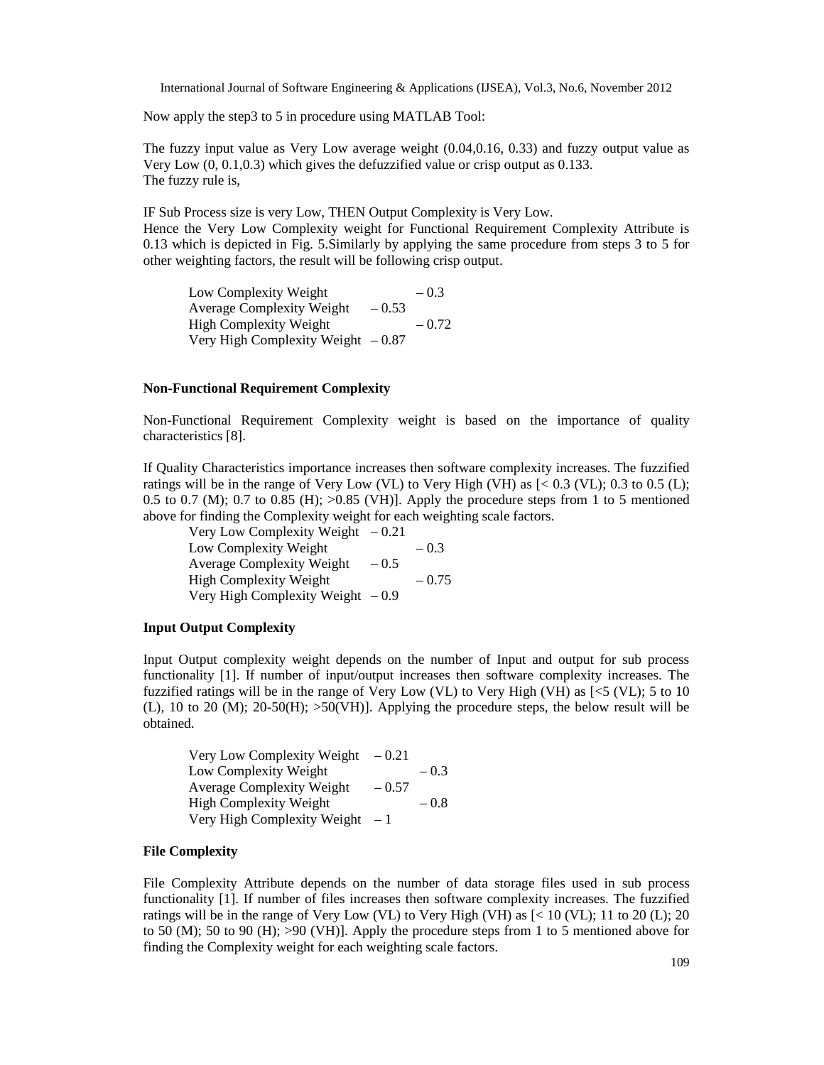Now apply the step3 to 5 in procedure using MATLAB Tool:

The fuzzy input value as Very Low average weight (0.04,0.16, 0.33) and fuzzy output value as Very Low (0, 0.1,0.3) which gives the defuzzified value or crisp output as 0.133.
The fuzzy rule is,

IF Sub Process size is very Low, THEN Output Complexity is Very Low.
Hence the Very Low Complexity weight for Functional Requirement Complexity Attribute is 0.13 which is depicted in Fig. 5.Similarly by applying the same procedure from steps 3 to 5 for other weighting factors, the result will be following crisp output.

Low Complexity Weight – 0.3
Average Complexity Weight – 0.53
High Complexity Weight – 0.72
Very High Complexity Weight – 0.87

**Non-Functional Requirement Complexity**

Non-Functional Requirement Complexity weight is based on the importance of quality characteristics [8].

If Quality Characteristics importance increases then software complexity increases. The fuzzified ratings will be in the range of Very Low (VL) to Very High (VH) as [< 0.3 (VL); 0.3 to 0.5 (L); 0.5 to 0.7 (M); 0.7 to 0.85 (H); >0.85 (VH)]. Apply the procedure steps from 1 to 5 mentioned above for finding the Complexity weight for each weighting scale factors.

Very Low Complexity Weight – 0.21
Low Complexity Weight – 0.3
Average Complexity Weight – 0.5
High Complexity Weight – 0.75
Very High Complexity Weight – 0.9

**Input Output Complexity**

Input Output complexity weight depends on the number of Input and output for sub process functionality [1]. If number of input/output increases then software complexity increases. The fuzzified ratings will be in the range of Very Low (VL) to Very High (VH) as [<5 (VL); 5 to 10 (L), 10 to 20 (M); 20-50(H); >50(VH)]. Applying the procedure steps, the below result will be obtained.

Very Low Complexity Weight – 0.21
Low Complexity Weight – 0.3
Average Complexity Weight – 0.57
High Complexity Weight – 0.8
Very High Complexity Weight – 1

**File Complexity**

File Complexity Attribute depends on the number of data storage files used in sub process functionality [1]. If number of files increases then software complexity increases. The fuzzified ratings will be in the range of Very Low (VL) to Very High (VH) as [< 10 (VL); 11 to 20 (L); 20 to 50 (M); 50 to 90 (H); >90 (VH)]. Apply the procedure steps from 1 to 5 mentioned above for finding the Complexity weight for each weighting scale factors.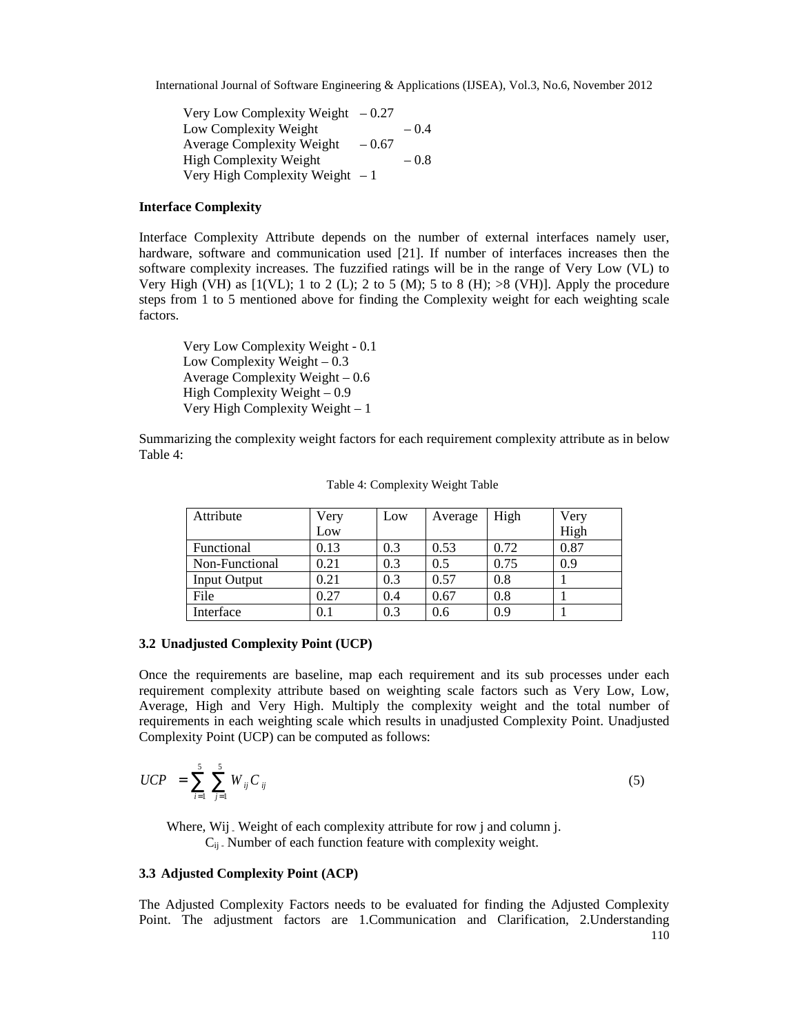Very Low Complexity Weight – 0.27
Low Complexity Weight – 0.4
Average Complexity Weight – 0.67
High Complexity Weight – 0.8
Very High Complexity Weight – 1

**Interface Complexity**

Interface Complexity Attribute depends on the number of external interfaces namely user, hardware, software and communication used [21]. If number of interfaces increases then the software complexity increases. The fuzzified ratings will be in the range of Very Low (VL) to Very High (VH) as [1(VL); 1 to 2 (L); 2 to 5 (M); 5 to 8 (H); >8 (VH)]. Apply the procedure steps from 1 to 5 mentioned above for finding the Complexity weight for each weighting scale factors.

Very Low Complexity Weight - 0.1
Low Complexity Weight – 0.3
Average Complexity Weight – 0.6
High Complexity Weight – 0.9
Very High Complexity Weight – 1

Summarizing the complexity weight factors for each requirement complexity attribute as in below Table 4:

Table 4: Complexity Weight Table

| Attribute | Very Low | Low | Average | High | Very High |
|---|---|---|---|---|---|
| Functional | 0.13 | 0.3 | 0.53 | 0.72 | 0.87 |
| Non-Functional | 0.21 | 0.3 | 0.5 | 0.75 | 0.9 |
| Input Output | 0.21 | 0.3 | 0.57 | 0.8 | 1 |
| File | 0.27 | 0.4 | 0.67 | 0.8 | 1 |
| Interface | 0.1 | 0.3 | 0.6 | 0.9 | 1 |

### 3.2 Unadjusted Complexity Point (UCP)

Once the requirements are baseline, map each requirement and its sub processes under each requirement complexity attribute based on weighting scale factors such as Very Low, Low, Average, High and Very High. Multiply the complexity weight and the total number of requirements in each weighting scale which results in unadjusted Complexity Point. Unadjusted Complexity Point (UCP) can be computed as follows:

$$UCP = \sum_{i=1}^{5} \sum_{j=1}^{5} W_{ij} C_{ij} \tag{5}$$

Where, $W_{ij}$ - Weight of each complexity attribute for row j and column j.
$C_{ij}$ - Number of each function feature with complexity weight.

### 3.3 Adjusted Complexity Point (ACP)

The Adjusted Complexity Factors needs to be evaluated for finding the Adjusted Complexity Point. The adjustment factors are 1.Communication and Clarification, 2.Understanding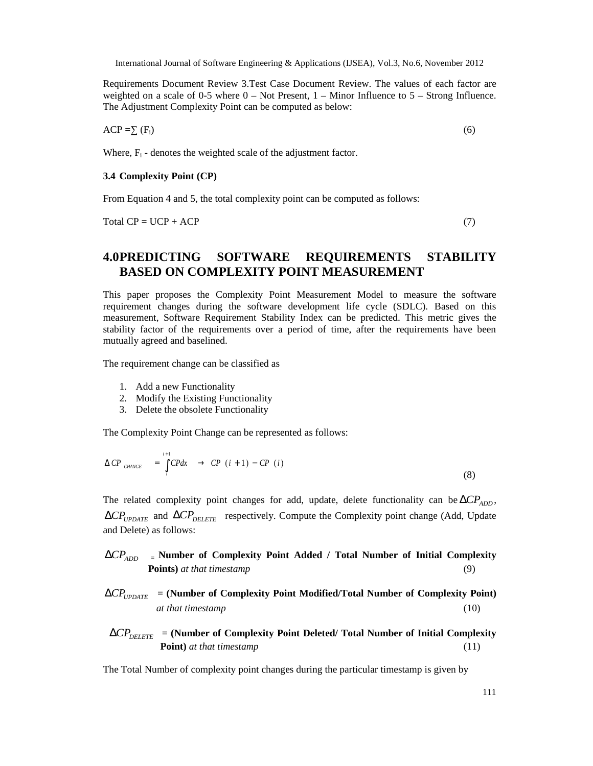Requirements Document Review 3.Test Case Document Review. The values of each factor are weighted on a scale of 0-5 where 0 – Not Present, 1 – Minor Influence to 5 – Strong Influence. The Adjustment Complexity Point can be computed as below:

$$ACP = \sum (F_i) \tag{6}$$

Where, $F_i$ - denotes the weighted scale of the adjustment factor.

### 3.4 Complexity Point (CP)

From Equation 4 and 5, the total complexity point can be computed as follows:

$$\text{Total CP} = UCP + ACP \tag{7}$$

## 4.0 PREDICTING SOFTWARE REQUIREMENTS STABILITY BASED ON COMPLEXITY POINT MEASUREMENT

This paper proposes the Complexity Point Measurement Model to measure the software requirement changes during the software development life cycle (SDLC). Based on this measurement, Software Requirement Stability Index can be predicted. This metric gives the stability factor of the requirements over a period of time, after the requirements have been mutually agreed and baselined.

The requirement change can be classified as

1. Add a new Functionality
2. Modify the Existing Functionality
3. Delete the obsolete Functionality

The Complexity Point Change can be represented as follows:

$$\Delta CP_{CHANGE} = \int_{i}^{i+1} CP dx \rightarrow CP(i+1) - CP(i) \tag{8}$$

The related complexity point changes for add, update, delete functionality can be $\Delta CP_{ADD}$, $\Delta CP_{UPDATE}$ and $\Delta CP_{DELETE}$ respectively. Compute the Complexity point change (Add, Update and Delete) as follows:

$\Delta CP_{ADD}$ = **Number of Complexity Point Added / Total Number of Initial Complexity Points)** *at that timestamp* (9)

$\Delta CP_{UPDATE}$ **= (Number of Complexity Point Modified/Total Number of Complexity Point)** *at that timestamp* (10)

$\Delta CP_{DELETE}$ **= (Number of Complexity Point Deleted/ Total Number of Initial Complexity Point)** *at that timestamp* (11)

The Total Number of complexity point changes during the particular timestamp is given by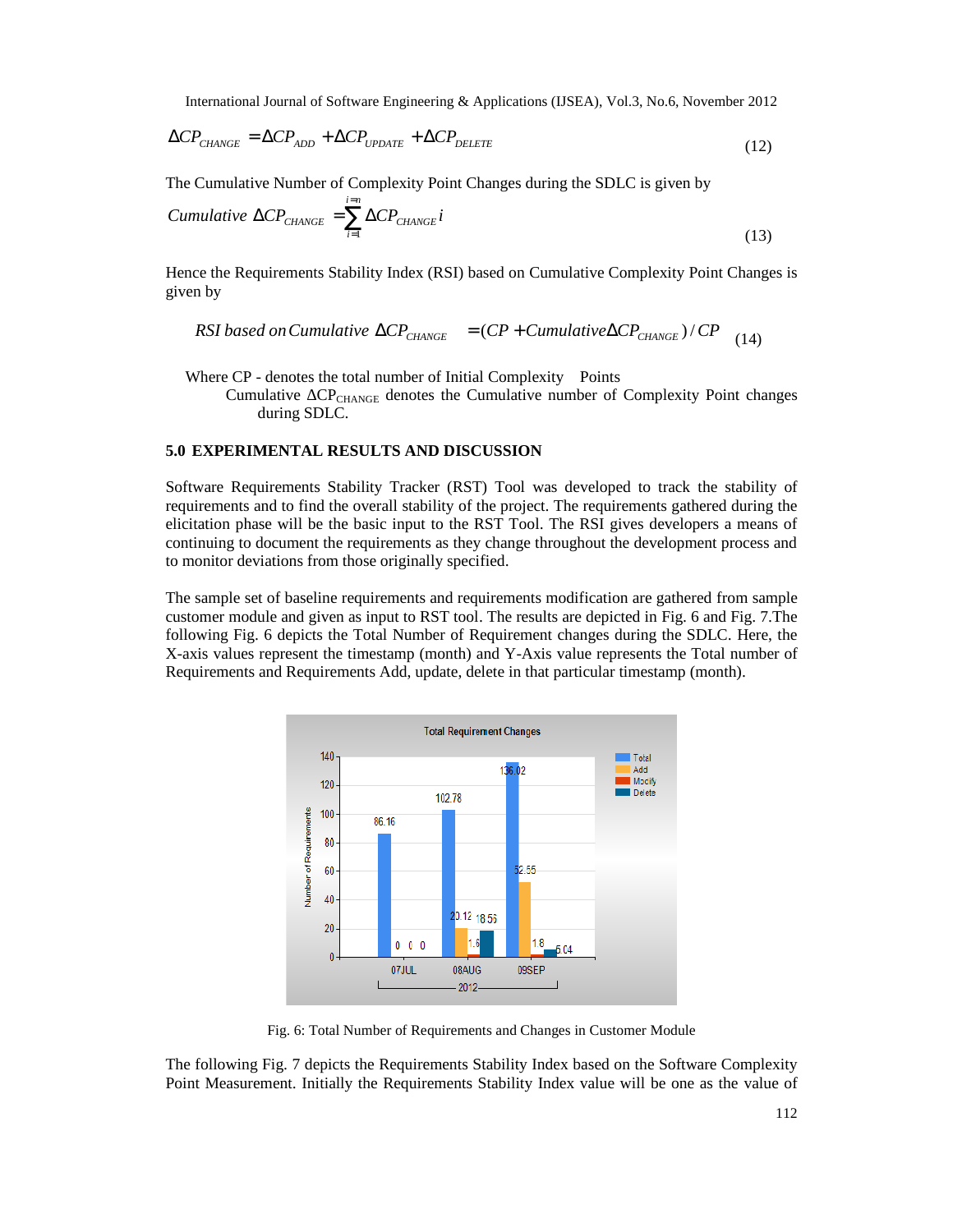$$\Delta CP_{CHANGE} = \Delta CP_{ADD} + \Delta CP_{UPDATE} + \Delta CP_{DELETE} \tag{12}$$

The Cumulative Number of Complexity Point Changes during the SDLC is given by

$$Cumulative\ \Delta CP_{CHANGE} = \sum_{i=1}^{i=n} \Delta CP_{CHANGE}\, i \tag{13}$$

Hence the Requirements Stability Index (RSI) based on Cumulative Complexity Point Changes is given by

$$RSI\ based\ on\ Cumulative\ \Delta CP_{CHANGE} = (CP + Cumulative \Delta CP_{CHANGE}) / CP \tag{14}$$

Where CP - denotes the total number of Initial Complexity Points

Cumulative $\Delta CP_{CHANGE}$ denotes the Cumulative number of Complexity Point changes during SDLC.

## 5.0 EXPERIMENTAL RESULTS AND DISCUSSION

Software Requirements Stability Tracker (RST) Tool was developed to track the stability of requirements and to find the overall stability of the project. The requirements gathered during the elicitation phase will be the basic input to the RST Tool. The RSI gives developers a means of continuing to document the requirements as they change throughout the development process and to monitor deviations from those originally specified.

The sample set of baseline requirements and requirements modification are gathered from sample customer module and given as input to RST tool. The results are depicted in Fig. 6 and Fig. 7.The following Fig. 6 depicts the Total Number of Requirement changes during the SDLC. Here, the X-axis values represent the timestamp (month) and Y-Axis value represents the Total number of Requirements and Requirements Add, update, delete in that particular timestamp (month).

Fig. 6: Total Number of Requirements and Changes in Customer Module

The following Fig. 7 depicts the Requirements Stability Index based on the Software Complexity Point Measurement. Initially the Requirements Stability Index value will be one as the value of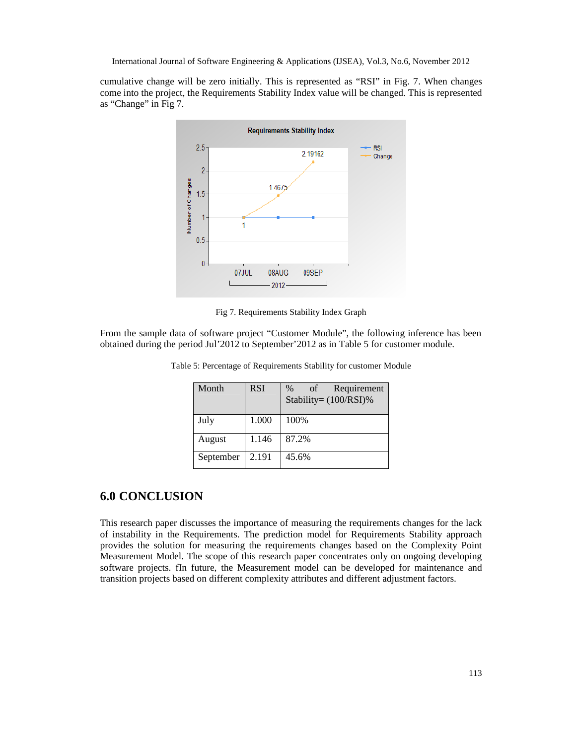cumulative change will be zero initially. This is represented as "RSI" in Fig. 7. When changes come into the project, the Requirements Stability Index value will be changed. This is represented as "Change" in Fig 7.

Fig 7. Requirements Stability Index Graph

From the sample data of software project "Customer Module", the following inference has been obtained during the period Jul'2012 to September'2012 as in Table 5 for customer module.

Table 5: Percentage of Requirements Stability for customer Module

| Month | RSI | % of Requirement Stability= (100/RSI)% |
|---|---|---|
| July | 1.000 | 100% |
| August | 1.146 | 87.2% |
| September | 2.191 | 45.6% |

## 6.0 CONCLUSION

This research paper discusses the importance of measuring the requirements changes for the lack of instability in the Requirements. The prediction model for Requirements Stability approach provides the solution for measuring the requirements changes based on the Complexity Point Measurement Model. The scope of this research paper concentrates only on ongoing developing software projects. fIn future, the Measurement model can be developed for maintenance and transition projects based on different complexity attributes and different adjustment factors.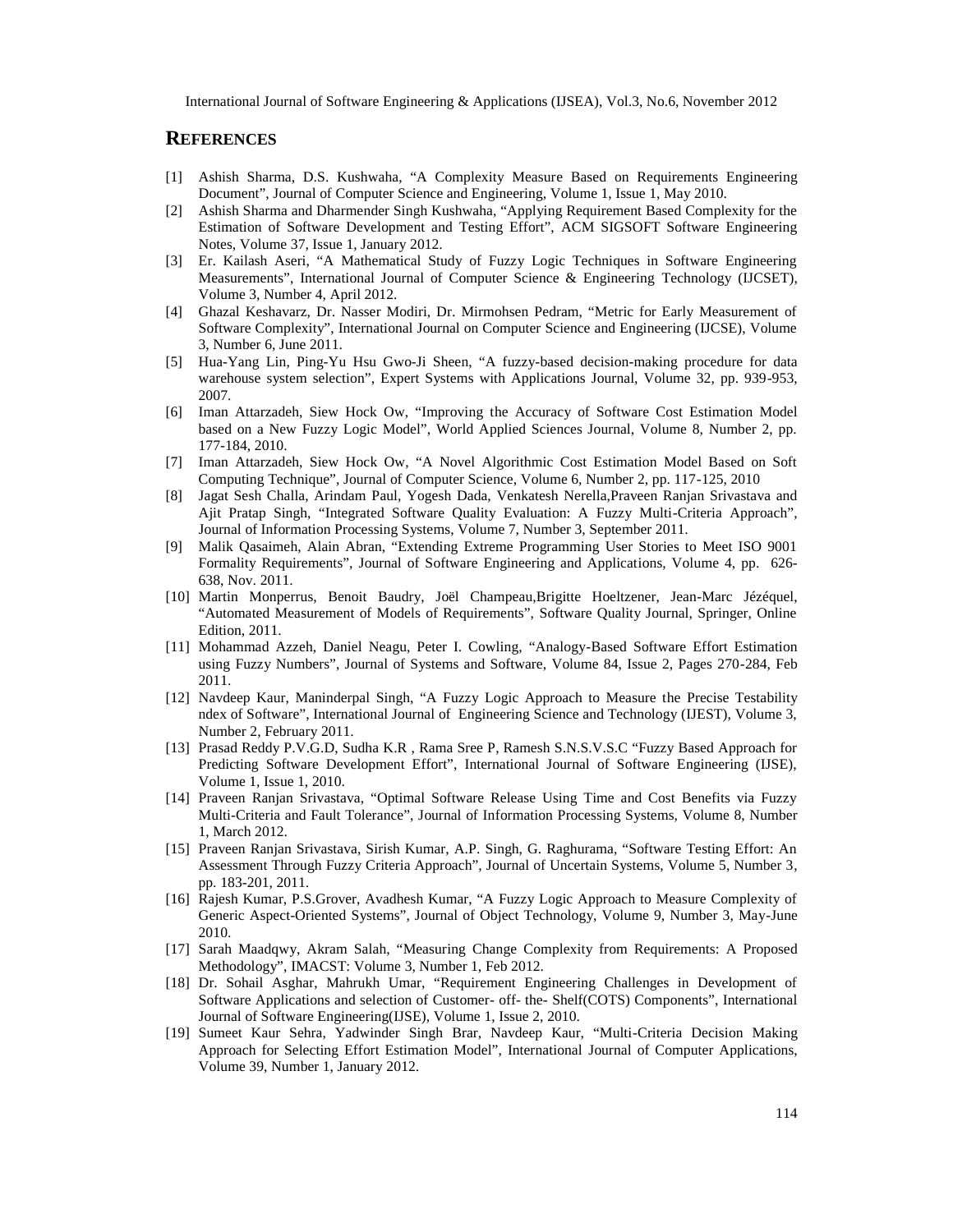## REFERENCES

[1] Ashish Sharma, D.S. Kushwaha, "A Complexity Measure Based on Requirements Engineering Document", Journal of Computer Science and Engineering, Volume 1, Issue 1, May 2010.

[2] Ashish Sharma and Dharmender Singh Kushwaha, "Applying Requirement Based Complexity for the Estimation of Software Development and Testing Effort", ACM SIGSOFT Software Engineering Notes, Volume 37, Issue 1, January 2012.

[3] Er. Kailash Aseri, "A Mathematical Study of Fuzzy Logic Techniques in Software Engineering Measurements", International Journal of Computer Science & Engineering Technology (IJCSET), Volume 3, Number 4, April 2012.

[4] Ghazal Keshavarz, Dr. Nasser Modiri, Dr. Mirmohsen Pedram, "Metric for Early Measurement of Software Complexity", International Journal on Computer Science and Engineering (IJCSE), Volume 3, Number 6, June 2011.

[5] Hua-Yang Lin, Ping-Yu Hsu Gwo-Ji Sheen, "A fuzzy-based decision-making procedure for data warehouse system selection", Expert Systems with Applications Journal, Volume 32, pp. 939-953, 2007.

[6] Iman Attarzadeh, Siew Hock Ow, "Improving the Accuracy of Software Cost Estimation Model based on a New Fuzzy Logic Model", World Applied Sciences Journal, Volume 8, Number 2, pp. 177-184, 2010.

[7] Iman Attarzadeh, Siew Hock Ow, "A Novel Algorithmic Cost Estimation Model Based on Soft Computing Technique", Journal of Computer Science, Volume 6, Number 2, pp. 117-125, 2010

[8] Jagat Sesh Challa, Arindam Paul, Yogesh Dada, Venkatesh Nerella,Praveen Ranjan Srivastava and Ajit Pratap Singh, "Integrated Software Quality Evaluation: A Fuzzy Multi-Criteria Approach", Journal of Information Processing Systems, Volume 7, Number 3, September 2011.

[9] Malik Qasaimeh, Alain Abran, "Extending Extreme Programming User Stories to Meet ISO 9001 Formality Requirements", Journal of Software Engineering and Applications, Volume 4, pp. 626-638, Nov. 2011.

[10] Martin Monperrus, Benoit Baudry, Joël Champeau,Brigitte Hoeltzener, Jean-Marc Jézéquel, "Automated Measurement of Models of Requirements", Software Quality Journal, Springer, Online Edition, 2011.

[11] Mohammad Azzeh, Daniel Neagu, Peter I. Cowling, "Analogy-Based Software Effort Estimation using Fuzzy Numbers", Journal of Systems and Software, Volume 84, Issue 2, Pages 270-284, Feb 2011.

[12] Navdeep Kaur, Maninderpal Singh, "A Fuzzy Logic Approach to Measure the Precise Testability ndex of Software", International Journal of Engineering Science and Technology (IJEST), Volume 3, Number 2, February 2011.

[13] Prasad Reddy P.V.G.D, Sudha K.R , Rama Sree P, Ramesh S.N.S.V.S.C "Fuzzy Based Approach for Predicting Software Development Effort", International Journal of Software Engineering (IJSE), Volume 1, Issue 1, 2010.

[14] Praveen Ranjan Srivastava, "Optimal Software Release Using Time and Cost Benefits via Fuzzy Multi-Criteria and Fault Tolerance", Journal of Information Processing Systems, Volume 8, Number 1, March 2012.

[15] Praveen Ranjan Srivastava, Sirish Kumar, A.P. Singh, G. Raghurama, "Software Testing Effort: An Assessment Through Fuzzy Criteria Approach", Journal of Uncertain Systems, Volume 5, Number 3, pp. 183-201, 2011.

[16] Rajesh Kumar, P.S.Grover, Avadhesh Kumar, "A Fuzzy Logic Approach to Measure Complexity of Generic Aspect-Oriented Systems", Journal of Object Technology, Volume 9, Number 3, May-June 2010.

[17] Sarah Maadqwy, Akram Salah, "Measuring Change Complexity from Requirements: A Proposed Methodology", IMACST: Volume 3, Number 1, Feb 2012.

[18] Dr. Sohail Asghar, Mahrukh Umar, "Requirement Engineering Challenges in Development of Software Applications and selection of Customer- off- the- Shelf(COTS) Components", International Journal of Software Engineering(IJSE), Volume 1, Issue 2, 2010.

[19] Sumeet Kaur Sehra, Yadwinder Singh Brar, Navdeep Kaur, "Multi-Criteria Decision Making Approach for Selecting Effort Estimation Model", International Journal of Computer Applications, Volume 39, Number 1, January 2012.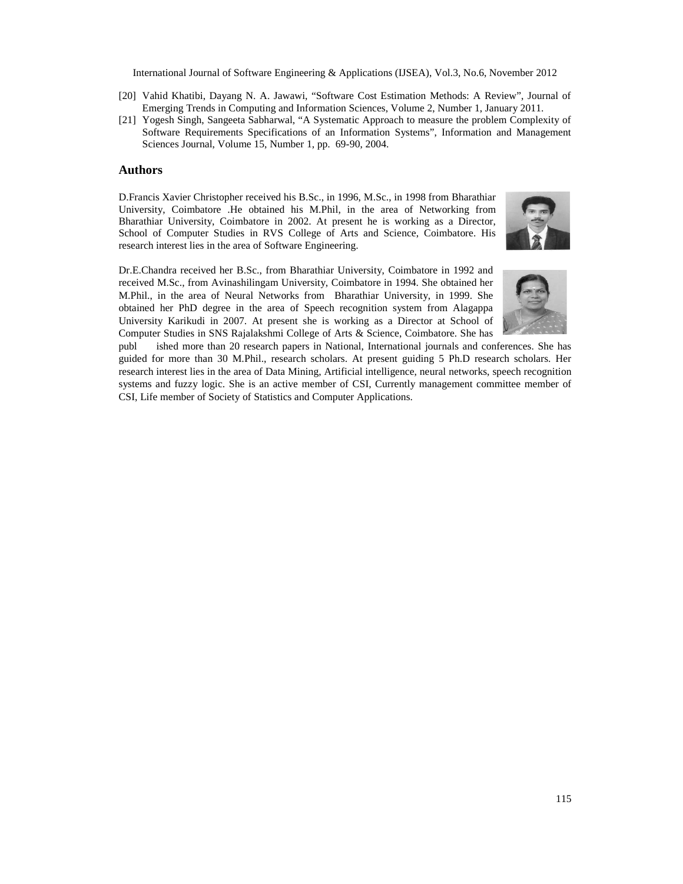[20] Vahid Khatibi, Dayang N. A. Jawawi, "Software Cost Estimation Methods: A Review", Journal of Emerging Trends in Computing and Information Sciences, Volume 2, Number 1, January 2011.

[21] Yogesh Singh, Sangeeta Sabharwal, "A Systematic Approach to measure the problem Complexity of Software Requirements Specifications of an Information Systems", Information and Management Sciences Journal, Volume 15, Number 1, pp. 69-90, 2004.

## Authors

D.Francis Xavier Christopher received his B.Sc., in 1996, M.Sc., in 1998 from Bharathiar University, Coimbatore .He obtained his M.Phil, in the area of Networking from Bharathiar University, Coimbatore in 2002. At present he is working as a Director, School of Computer Studies in RVS College of Arts and Science, Coimbatore. His research interest lies in the area of Software Engineering.

Dr.E.Chandra received her B.Sc., from Bharathiar University, Coimbatore in 1992 and received M.Sc., from Avinashilingam University, Coimbatore in 1994. She obtained her M.Phil., in the area of Neural Networks from Bharathiar University, in 1999. She obtained her PhD degree in the area of Speech recognition system from Alagappa University Karikudi in 2007. At present she is working as a Director at School of Computer Studies in SNS Rajalakshmi College of Arts & Science, Coimbatore. She has publ ished more than 20 research papers in National, International journals and conferences. She has guided for more than 30 M.Phil., research scholars. At present guiding 5 Ph.D research scholars. Her research interest lies in the area of Data Mining, Artificial intelligence, neural networks, speech recognition systems and fuzzy logic. She is an active member of CSI, Currently management committee member of CSI, Life member of Society of Statistics and Computer Applications.